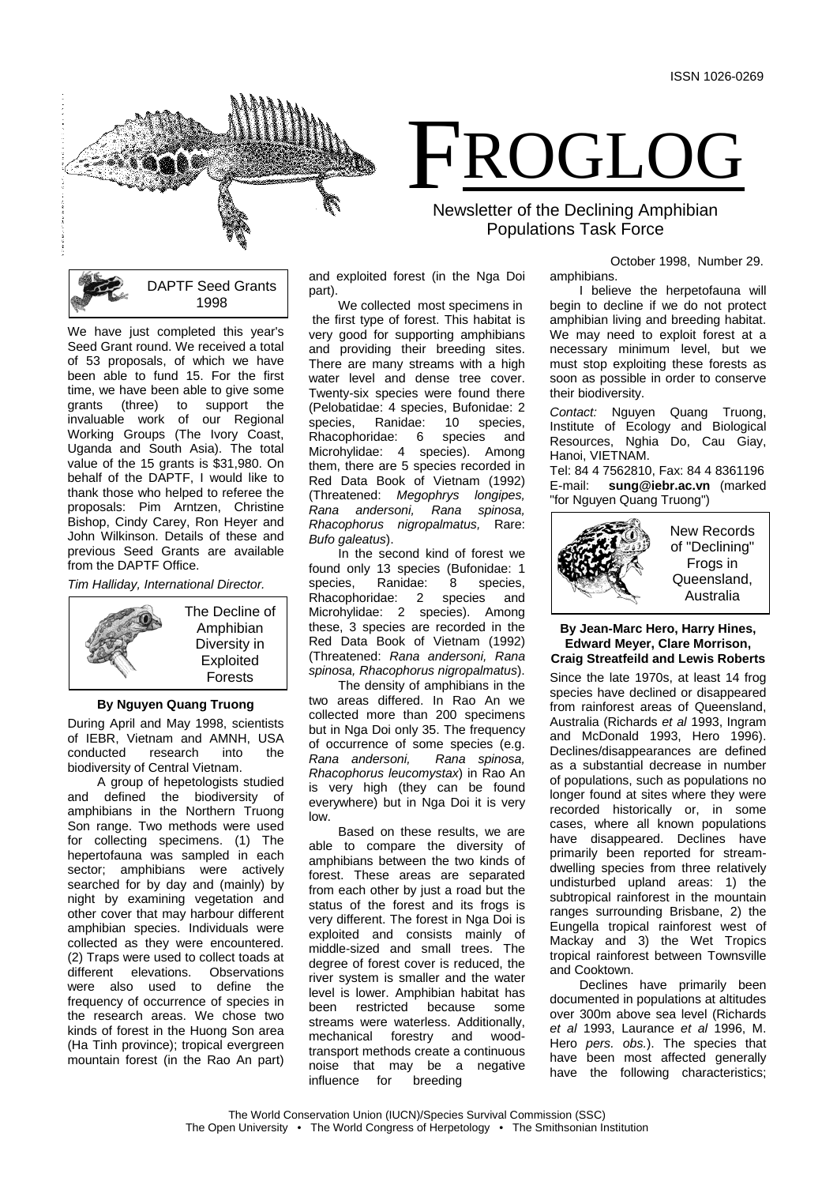ISSN 1026-0269

# FROGLOG

Newsletter of the Declining Amphibian Populations Task Force

October 1998, Number 29.

## DAPTF Seed Grants 1998

We have just completed this year's Seed Grant round. We received a total of 53 proposals, of which we have been able to fund 15. For the first time, we have been able to give some grants (three) to support the invaluable work of our Regional Working Groups (The Ivory Coast, Uganda and South Asia). The total value of the 15 grants is $31,980. On behalf of the DAPTF, I would like to thank those who helped to referee the proposals: Pim Arntzen, Christine Bishop, Cindy Carey, Ron Heyer and John Wilkinson. Details of these and previous Seed Grants are available from the DAPTF Office.

*Tim Halliday, International Director.*

## The Decline of Amphibian Diversity in Exploited Forests

**By Nguyen Quang Truong**

During April and May 1998, scientists of IEBR, Vietnam and AMNH, USA conducted research into the biodiversity of Central Vietnam.

A group of hepetologists studied and defined the biodiversity of amphibians in the Northern Truong Son range. Two methods were used for collecting specimens. (1) The hepertofauna was sampled in each sector; amphibians were actively searched for by day and (mainly) by night by examining vegetation and other cover that may harbour different amphibian species. Individuals were collected as they were encountered. (2) Traps were used to collect toads at different elevations. Observations were also used to define the frequency of occurrence of species in the research areas. We chose two kinds of forest in the Huong Son area (Ha Tinh province); tropical evergreen mountain forest (in the Rao An part) and exploited forest (in the Nga Doi part).

We collected most specimens in the first type of forest. This habitat is very good for supporting amphibians and providing their breeding sites. There are many streams with a high water level and dense tree cover. Twenty-six species were found there (Pelobatidae: 4 species, Bufonidae: 2 species, Ranidae: 10 species, Rhacophoridae: 6 species and Microhylidae: 4 species). Among them, there are 5 species recorded in Red Data Book of Vietnam (1992) (Threatened: *Megophrys longipes, Rana andersoni, Rana spinosa, Rhacophorus nigropalmatus,* Rare: *Bufo galeatus*).

In the second kind of forest we found only 13 species (Bufonidae: 1 species, Ranidae: 8 species, Rhacophoridae: 2 species and Microhylidae: 2 species). Among these, 3 species are recorded in the Red Data Book of Vietnam (1992) (Threatened: *Rana andersoni, Rana spinosa, Rhacophorus nigropalmatus*).

The density of amphibians in the two areas differed. In Rao An we collected more than 200 specimens but in Nga Doi only 35. The frequency of occurrence of some species (e.g. *Rana andersoni, Rana spinosa, Rhacophorus leucomystax*) in Rao An is very high (they can be found everywhere) but in Nga Doi it is very low.

Based on these results, we are able to compare the diversity of amphibians between the two kinds of forest. These areas are separated from each other by just a road but the status of the forest and its frogs is very different. The forest in Nga Doi is exploited and consists mainly of middle-sized and small trees. The degree of forest cover is reduced, the river system is smaller and the water level is lower. Amphibian habitat has been restricted because some streams were waterless. Additionally, mechanical forestry and wood-transport methods create a continuous noise that may be a negative influence for breeding amphibians.

I believe the herpetofauna will begin to decline if we do not protect amphibian living and breeding habitat. We may need to exploit forest at a necessary minimum level, but we must stop exploiting these forests as soon as possible in order to conserve their biodiversity.

*Contact:* Nguyen Quang Truong, Institute of Ecology and Biological Resources, Nghia Do, Cau Giay, Hanoi, VIETNAM.
Tel: 84 4 7562810, Fax: 84 4 8361196
E-mail: **sung@iebr.ac.vn** (marked "for Nguyen Quang Truong")

## New Records of "Declining" Frogs in Queensland, Australia

**By Jean-Marc Hero, Harry Hines, Edward Meyer, Clare Morrison, Craig Streatfeild and Lewis Roberts**

Since the late 1970s, at least 14 frog species have declined or disappeared from rainforest areas of Queensland, Australia (Richards *et al* 1993, Ingram and McDonald 1993, Hero 1996). Declines/disappearances are defined as a substantial decrease in number of populations, such as populations no longer found at sites where they were recorded historically or, in some cases, where all known populations have disappeared. Declines have primarily been reported for stream-dwelling species from three relatively undisturbed upland areas: 1) the subtropical rainforest in the mountain ranges surrounding Brisbane, 2) the Eungella tropical rainforest west of Mackay and 3) the Wet Tropics tropical rainforest between Townsville and Cooktown.

Declines have primarily been documented in populations at altitudes over 300m above sea level (Richards *et al* 1993, Laurance *et al* 1996, M. Hero *pers. obs.*). The species that have been most affected generally have the following characteristics;

The World Conservation Union (IUCN)/Species Survival Commission (SSC)
The Open University • The World Congress of Herpetology • The Smithsonian Institution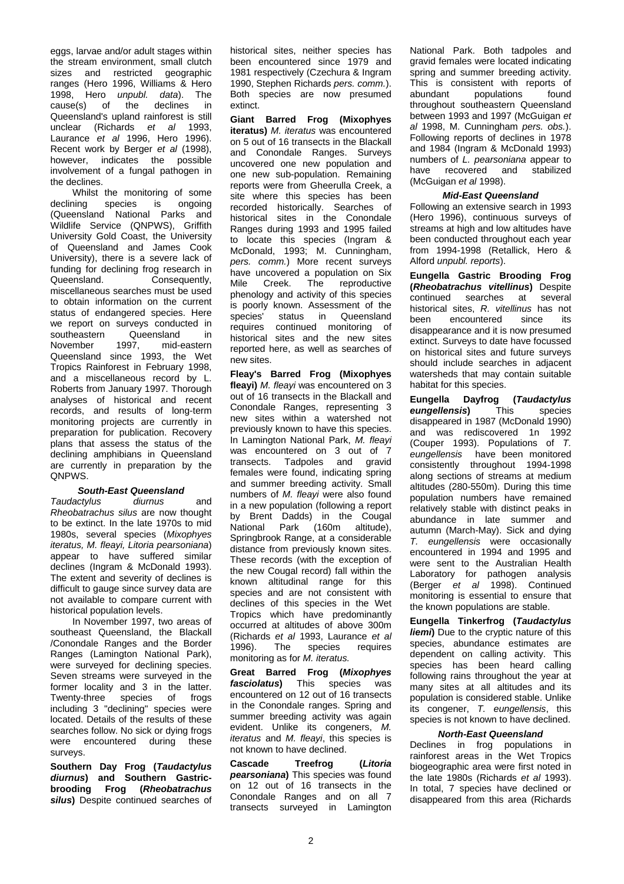eggs, larvae and/or adult stages within the stream environment, small clutch sizes and restricted geographic ranges (Hero 1996, Williams & Hero 1998, Hero *unpubl. data*). The cause(s) of the declines in Queensland's upland rainforest is still unclear (Richards *et al* 1993, Laurance *et al* 1996, Hero 1996). Recent work by Berger *et al* (1998), however, indicates the possible involvement of a fungal pathogen in the declines.

Whilst the monitoring of some declining species is ongoing (Queensland National Parks and Wildlife Service (QNPWS), Griffith University Gold Coast, the University of Queensland and James Cook University), there is a severe lack of funding for declining frog research in Queensland. Consequently, miscellaneous searches must be used to obtain information on the current status of endangered species. Here we report on surveys conducted in southeastern Queensland in November 1997, mid-eastern Queensland since 1993, the Wet Tropics Rainforest in February 1998, and a miscellaneous record by L. Roberts from January 1997. Thorough analyses of historical and recent records, and results of long-term monitoring projects are currently in preparation for publication. Recovery plans that assess the status of the declining amphibians in Queensland are currently in preparation by the QNPWS.

### *South-East Queensland*

*Taudactylus diurnus* and *Rheobatrachus silus* are now thought to be extinct. In the late 1970s to mid 1980s, several species (*Mixophyes iteratus, M. fleayi, Litoria pearsoniana*) appear to have suffered similar declines (Ingram & McDonald 1993). The extent and severity of declines is difficult to gauge since survey data are not available to compare current with historical population levels.

In November 1997, two areas of southeast Queensland, the Blackall /Conondale Ranges and the Border Ranges (Lamington National Park), were surveyed for declining species. Seven streams were surveyed in the former locality and 3 in the latter. Twenty-three species of frogs including 3 "declining" species were located. Details of the results of these searches follow. No sick or dying frogs were encountered during these surveys.

**Southern Day Frog (*Taudactylus diurnus*) and Southern Gastric-brooding Frog (*Rheobatrachus silus*)** Despite continued searches of historical sites, neither species has been encountered since 1979 and 1981 respectively (Czechura & Ingram 1990, Stephen Richards *pers. comm.*). Both species are now presumed extinct.

**Giant Barred Frog (Mixophyes iteratus)** *M. iteratus* was encountered on 5 out of 16 transects in the Blackall and Conondale Ranges. Surveys uncovered one new population and one new sub-population. Remaining reports were from Gheerulla Creek, a site where this species has been recorded historically. Searches of historical sites in the Conondale Ranges during 1993 and 1995 failed to locate this species (Ingram & McDonald, 1993; M. Cunningham, *pers. comm.*) More recent surveys have uncovered a population on Six Mile Creek. The reproductive phenology and activity of this species is poorly known. Assessment of the species' status in Queensland requires continued monitoring of historical sites and the new sites reported here, as well as searches of new sites.

**Fleay's Barred Frog (Mixophyes fleayi)** *M. fleayi* was encountered on 3 out of 16 transects in the Blackall and Conondale Ranges, representing 3 new sites within a watershed not previously known to have this species. In Lamington National Park, *M. fleayi* was encountered on 3 out of 7 transects. Tadpoles and gravid females were found, indicating spring and summer breeding activity. Small numbers of *M. fleayi* were also found in a new population (following a report by Brent Dadds) in the Cougal National Park (160m altitude), Springbrook Range, at a considerable distance from previously known sites. These records (with the exception of the new Cougal record) fall within the known altitudinal range for this species and are not consistent with declines of this species in the Wet Tropics which have predominantly occurred at altitudes of above 300m (Richards *et al* 1993, Laurance *et al* 1996). The species requires monitoring as for *M. iteratus.*

**Great Barred Frog (*Mixophyes fasciolatus*)** This species was encountered on 12 out of 16 transects in the Conondale ranges. Spring and summer breeding activity was again evident. Unlike its congeners, *M. iteratus* and *M. fleayi*, this species is not known to have declined.

**Cascade Treefrog (*Litoria pearsoniana*)** This species was found on 12 out of 16 transects in the Conondale Ranges and on all 7 transects surveyed in Lamington National Park. Both tadpoles and gravid females were located indicating spring and summer breeding activity. This is consistent with reports of abundant populations found throughout southeastern Queensland between 1993 and 1997 (McGuigan *et al* 1998, M. Cunningham *pers. obs.*). Following reports of declines in 1978 and 1984 (Ingram & McDonald 1993) numbers of *L. pearsoniana* appear to have recovered and stabilized (McGuigan *et al* 1998).

### *Mid-East Queensland*

Following an extensive search in 1993 (Hero 1996), continuous surveys of streams at high and low altitudes have been conducted throughout each year from 1994-1998 (Retallick, Hero & Alford *unpubl. reports*).

**Eungella Gastric Brooding Frog (*Rheobatrachus vitellinus*)** Despite continued searches at several historical sites, *R. vitellinus* has not been encountered since its disappearance and it is now presumed extinct. Surveys to date have focussed on historical sites and future surveys should include searches in adjacent watersheds that may contain suitable habitat for this species.

**Eungella Dayfrog (*Taudactylus eungellensis*)** This species disappeared in 1987 (McDonald 1990) and was rediscovered 1n 1992 (Couper 1993). Populations of *T. eungellensis* have been monitored consistently throughout 1994-1998 along sections of streams at medium altitudes (280-550m). During this time population numbers have remained relatively stable with distinct peaks in abundance in late summer and autumn (March-May). Sick and dying *T. eungellensis* were occasionally encountered in 1994 and 1995 and were sent to the Australian Health Laboratory for pathogen analysis (Berger *et al* 1998). Continued monitoring is essential to ensure that the known populations are stable.

**Eungella Tinkerfrog (*Taudactylus liemi*)** Due to the cryptic nature of this species, abundance estimates are dependent on calling activity. This species has been heard calling following rains throughout the year at many sites at all altitudes and its population is considered stable. Unlike its congener, *T. eungellensis*, this species is not known to have declined.

### *North-East Queensland*

Declines in frog populations in rainforest areas in the Wet Tropics biogeographic area were first noted in the late 1980s (Richards *et al* 1993). In total, 7 species have declined or disappeared from this area (Richards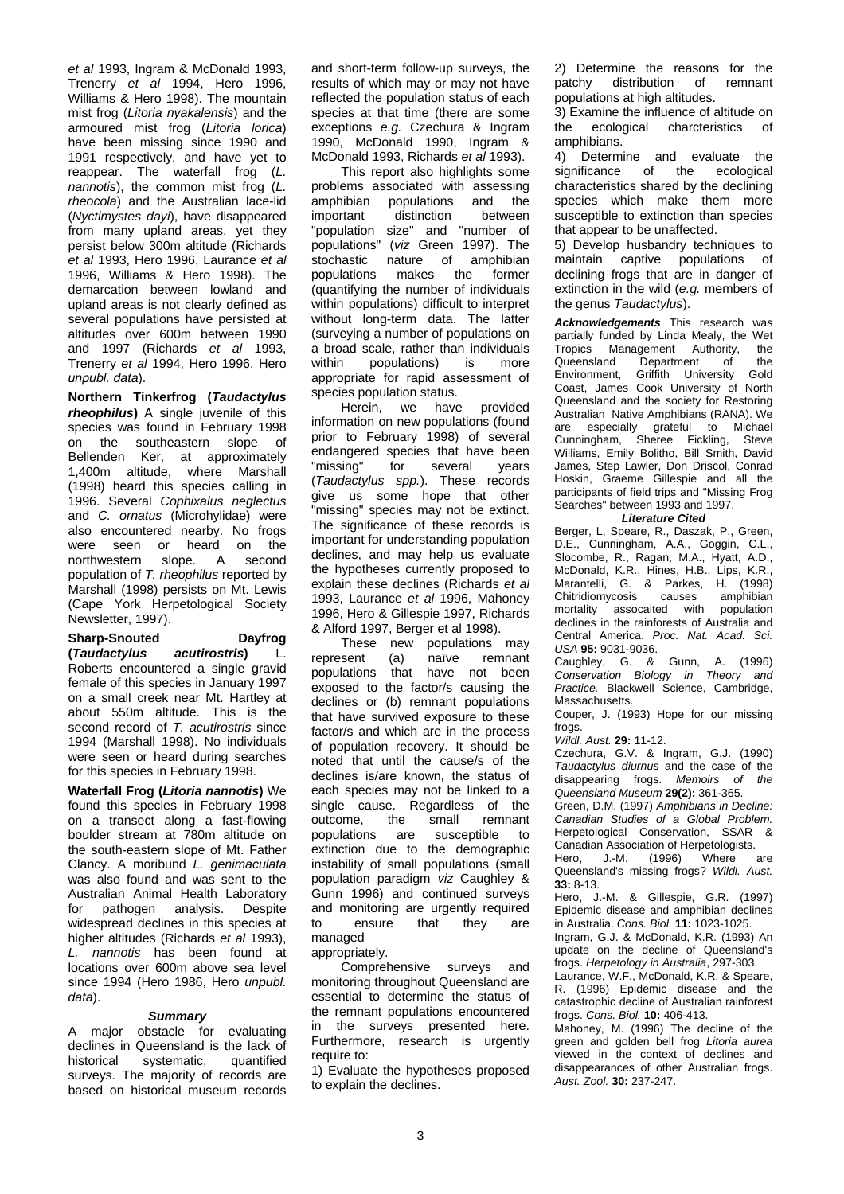*et al* 1993, Ingram & McDonald 1993, Trenerry *et al* 1994, Hero 1996, Williams & Hero 1998). The mountain mist frog (*Litoria nyakalensis*) and the armoured mist frog (*Litoria lorica*) have been missing since 1990 and 1991 respectively, and have yet to reappear. The waterfall frog (*L. nannotis*), the common mist frog (*L. rheocola*) and the Australian lace-lid (*Nyctimystes dayi*), have disappeared from many upland areas, yet they persist below 300m altitude (Richards *et al* 1993, Hero 1996, Laurance *et al* 1996, Williams & Hero 1998). The demarcation between lowland and upland areas is not clearly defined as several populations have persisted at altitudes over 600m between 1990 and 1997 (Richards *et al* 1993, Trenerry *et al* 1994, Hero 1996, Hero *unpubl. data*).

**Northern Tinkerfrog (*Taudactylus rheophilus*)** A single juvenile of this species was found in February 1998 on the southeastern slope of Bellenden Ker, at approximately 1,400m altitude, where Marshall (1998) heard this species calling in 1996. Several *Cophixalus neglectus* and *C. ornatus* (Microhylidae) were also encountered nearby. No frogs were seen or heard on the northwestern slope. A second population of *T. rheophilus* reported by Marshall (1998) persists on Mt. Lewis (Cape York Herpetological Society Newsletter, 1997).

**Sharp-Snouted Dayfrog (*Taudactylus acutirostris*)** L. Roberts encountered a single gravid female of this species in January 1997 on a small creek near Mt. Hartley at about 550m altitude. This is the second record of *T. acutirostris* since 1994 (Marshall 1998). No individuals were seen or heard during searches for this species in February 1998.

**Waterfall Frog (*Litoria nannotis*)** We found this species in February 1998 on a transect along a fast-flowing boulder stream at 780m altitude on the south-eastern slope of Mt. Father Clancy. A moribund *L. genimaculata* was also found and was sent to the Australian Animal Health Laboratory for pathogen analysis. Despite widespread declines in this species at higher altitudes (Richards *et al* 1993), *L. nannotis* has been found at locations over 600m above sea level since 1994 (Hero 1986, Hero *unpubl. data*).

## *Summary*

A major obstacle for evaluating declines in Queensland is the lack of historical systematic, quantified surveys. The majority of records are based on historical museum records and short-term follow-up surveys, the results of which may or may not have reflected the population status of each species at that time (there are some exceptions *e.g.* Czechura & Ingram 1990, McDonald 1990, Ingram & McDonald 1993, Richards *et al* 1993).

This report also highlights some problems associated with assessing amphibian populations and the important distinction between "population size" and "number of populations" (*viz* Green 1997). The stochastic nature of amphibian populations makes the former (quantifying the number of individuals within populations) difficult to interpret without long-term data. The latter (surveying a number of populations on a broad scale, rather than individuals within populations) is more appropriate for rapid assessment of species population status.

Herein, we have provided information on new populations (found prior to February 1998) of several endangered species that have been "missing" for several years (*Taudactylus spp.*). These records give us some hope that other "missing" species may not be extinct. The significance of these records is important for understanding population declines, and may help us evaluate the hypotheses currently proposed to explain these declines (Richards *et al* 1993, Laurance *et al* 1996, Mahoney 1996, Hero & Gillespie 1997, Richards & Alford 1997, Berger et al 1998).

These new populations may represent (a) naïve remnant populations that have not been exposed to the factor/s causing the declines or (b) remnant populations that have survived exposure to these factor/s and which are in the process of population recovery. It should be noted that until the cause/s of the declines is/are known, the status of each species may not be linked to a single cause. Regardless of the outcome, the small remnant populations are susceptible to extinction due to the demographic instability of small populations (small population paradigm *viz* Caughley & Gunn 1996) and continued surveys and monitoring are urgently required to ensure that they are managed appropriately.

Comprehensive surveys and monitoring throughout Queensland are essential to determine the status of the remnant populations encountered in the surveys presented here. Furthermore, research is urgently require to:

1) Evaluate the hypotheses proposed to explain the declines.

2) Determine the reasons for the patchy distribution of remnant populations at high altitudes.

3) Examine the influence of altitude on the ecological charcteristics of amphibians.

4) Determine and evaluate the significance of the ecological characteristics shared by the declining species which make them more susceptible to extinction than species that appear to be unaffected.

5) Develop husbandry techniques to maintain captive populations of declining frogs that are in danger of extinction in the wild (*e.g.* members of the genus *Taudactylus*).

***Acknowledgements*** This research was partially funded by Linda Mealy, the Wet Tropics Management Authority, the Queensland Department of the Environment, Griffith University Gold Coast, James Cook University of North Queensland and the society for Restoring Australian Native Amphibians (RANA). We are especially grateful to Michael Cunningham, Sheree Fickling, Steve Williams, Emily Bolitho, Bill Smith, David James, Step Lawler, Don Driscol, Conrad Hoskin, Graeme Gillespie and all the participants of field trips and "Missing Frog Searches" between 1993 and 1997.

## *Literature Cited*

Berger, L., Speare, R., Daszak, P., Green, D.E., Cunningham, A.A., Goggin, C.L., Slocombe, R., Ragan, M.A., Hyatt, A.D., McDonald, K.R., Hines, H.B., Lips, K.R., Marantelli, G. & Parkes, H. (1998) Chitridiomycosis causes amphibian mortality assocaited with population declines in the rainforests of Australia and Central America. *Proc. Nat. Acad. Sci. USA* **95:** 9031-9036.

Caughley, G. & Gunn, A. (1996) *Conservation Biology in Theory and Practice.* Blackwell Science, Cambridge, Massachusetts.

Couper, J. (1993) Hope for our missing frogs. *Wildl. Aust.* **29:** 11-12.

Czechura, G.V. & Ingram, G.J. (1990) *Taudactylus diurnus* and the case of the disappearing frogs. *Memoirs of the Queensland Museum* **29(2):** 361-365.

Green, D.M. (1997) *Amphibians in Decline: Canadian Studies of a Global Problem.* Herpetological Conservation, SSAR & Canadian Association of Herpetologists.

Hero, J.-M. (1996) Where are Queensland's missing frogs? *Wildl. Aust.* **33:** 8-13.

Hero, J.-M. & Gillespie, G.R. (1997) Epidemic disease and amphibian declines in Australia. *Cons. Biol.* **11:** 1023-1025.

Ingram, G.J. & McDonald, K.R. (1993) An update on the decline of Queensland's frogs. *Herpetology in Australia*, 297-303.

Laurance, W.F., McDonald, K.R. & Speare, R. (1996) Epidemic disease and the catastrophic decline of Australian rainforest frogs. *Cons. Biol.* **10:** 406-413.

Mahoney, M. (1996) The decline of the green and golden bell frog *Litoria aurea* viewed in the context of declines and disappearances of other Australian frogs. *Aust. Zool.* **30:** 237-247.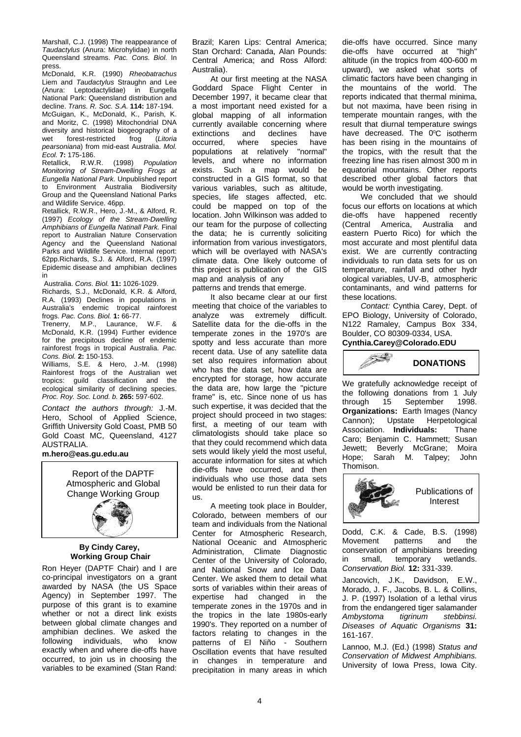Marshall, C.J. (1998) The reappearance of *Taudactylus* (Anura: Microhylidae) in north Queensland streams. *Pac. Cons. Biol.* In press.

McDonald, K.R. (1990) *Rheobatrachus* Liem and *Taudactylus* Straughn and Lee (Anura: Leptodactylidae) in Eungella National Park: Queensland distribution and decline. *Trans. R. Soc. S.A.* **114:** 187-194.

McGuigan, K., McDonald, K., Parish, K. and Moritz, C. (1998) Mitochondrial DNA diversity and historical biogeography of a wet forest-restricted frog (*Litoria pearsoniana*) from mid-east Australia. *Mol. Ecol.* **7:** 175-186.

Retallick, R.W.R. (1998) *Population Monitoring of Stream-Dwelling Frogs at Eungella National Park.* Unpublished report to Environment Australia Biodiversity Group and the Queensland National Parks and Wildlife Service. 46pp.

Retallick, R.W.R., Hero, J.-M., & Alford, R. (1997) *Ecology of the Stream-Dwelling Amphibians of Eungella Natinall Park.* Final report to Australian Nature Conservation Agency and the Queensland National Parks and Wildlife Service. Internal report: 62pp.Richards, S.J. & Alford, R.A. (1997) Epidemic disease and amphibian declines in Australia. *Cons. Biol.* **11:** 1026-1029.

Richards, S.J., McDonald, K.R. & Alford, R.A. (1993) Declines in populations in Australia's endemic tropical rainforest frogs. *Pac. Cons. Biol.* **1:** 66-77.

Trenerry, M.P., Laurance, W.F. & McDonald, K.R. (1994) Further evidence for the precipitous decline of endemic rainforest frogs in tropical Australia. *Pac. Cons. Biol.* **2:** 150-153.

Williams, S.E. & Hero, J.-M. (1998) Rainforest frogs of the Australian wet tropics: guild classification and the ecological similarity of declining species. *Proc. Roy. Soc. Lond. b.* **265:** 597-602.

*Contact the authors through:* J.-M. Hero, School of Applied Science, Griffith University Gold Coast, PMB 50 Gold Coast MC, Queensland, 4127 AUSTRALIA.

**m.hero@eas.gu.edu.au**

## Report of the DAPTF Atmospheric and Global Change Working Group

**By Cindy Carey, Working Group Chair**

Ron Heyer (DAPTF Chair) and I are co-principal investigators on a grant awarded by NASA (the US Space Agency) in September 1997. The purpose of this grant is to examine whether or not a direct link exists between global climate changes and amphibian declines. We asked the following individuals, who know exactly when and where die-offs have occurred, to join us in choosing the variables to be examined (Stan Rand: Brazil; Karen Lips: Central America; Stan Orchard: Canada, Alan Pounds: Central America; and Ross Alford: Australia).

At our first meeting at the NASA Goddard Space Flight Center in December 1997, it became clear that a most important need existed for a global mapping of all information currently available concerning where extinctions and declines have occurred, where species have populations at relatively "normal" levels, and where no information exists. Such a map would be constructed in a GIS format, so that various variables, such as altitude, species, life stages affected, etc. could be mapped on top of the location. John Wilkinson was added to our team for the purpose of collecting the data; he is currently soliciting information from various investigators, which will be overlayed with NASA's climate data. One likely outcome of this project is publication of the GIS map and analysis of any patterns and trends that emerge.

It also became clear at our first meeting that choice of the variables to analyze was extremely difficult. Satellite data for the die-offs in the temperate zones in the 1970's are spotty and less accurate than more recent data. Use of any satellite data set also requires information about who has the data set, how data are encrypted for storage, how accurate the data are, how large the "picture frame" is, etc. Since none of us has such expertise, it was decided that the project should proceed in two stages: first, a meeting of our team with climatologists should take place so that they could recommend which data sets would likely yield the most useful, accurate information for sites at which die-offs have occurred, and then individuals who use those data sets would be enlisted to run their data for us.

A meeting took place in Boulder, Colorado, between members of our team and individuals from the National Center for Atmospheric Research, National Oceanic and Atmospheric Administration, Climate Diagnostic Center of the University of Colorado, and National Snow and Ice Data Center. We asked them to detail what sorts of variables within their areas of expertise had changed in the temperate zones in the 1970s and in the tropics in the late 1980s-early 1990's. They reported on a number of factors relating to changes in the patterns of El Niño - Southern Oscillation events that have resulted in changes in temperature and precipitation in many areas in which die-offs have occurred. Since many die-offs have occurred at "high" altitude (in the tropics from 400-600 m upward), we asked what sorts of climatic factors have been changing in the mountains of the world. The reports indicated that thermal minima, but not maxima, have been rising in temperate mountain ranges, with the result that diurnal temperature swings have decreased. The 0°C isotherm has been rising in the mountains of the tropics, with the result that the freezing line has risen almost 300 m in equatorial mountains. Other reports described other global factors that would be worth investigating.

We concluded that we should focus our efforts on locations at which die-offs have happened recently (Central America, Australia and eastern Puerto Rico) for which the most accurate and most plentiful data exist. We are currently contracting individuals to run data sets for us on temperature, rainfall and other hydr ological variables, UV-B, atmospheric contaminants, and wind patterns for these locations.

*Contact:* Cynthia Carey, Dept. of EPO Biology, University of Colorado, N122 Ramaley, Campus Box 334, Boulder, CO 80309-0334, USA.

**Cynthia.Carey@Colorado.EDU**

## DONATIONS

We gratefully acknowledge receipt of the following donations from 1 July through 15 September 1998. **Organizations:** Earth Images (Nancy Cannon); Upstate Herpetological Association. **Individuals:** Thane Caro; Benjamin C. Hammett; Susan Jewett; Beverly McGrane; Moira Hope; Sarah M. Talpey; John Thomison.

## Publications of Interest

Dodd, C.K. & Cade, B.S. (1998) Movement patterns and the conservation of amphibians breeding in small, temporary wetlands. *Conservation Biol.* **12:** 331-339.

Jancovich, J.K., Davidson, E.W., Morado, J. F., Jacobs, B. L. & Collins, J. P. (1997) Isolation of a lethal virus from the endangered tiger salamander *Ambystoma tigrinum stebbinsi. Diseases of Aquatic Organisms* **31:** 161-167.

Lannoo, M.J. (Ed.) (1998) *Status and Conservation of Midwest Amphibians.* University of Iowa Press, Iowa City.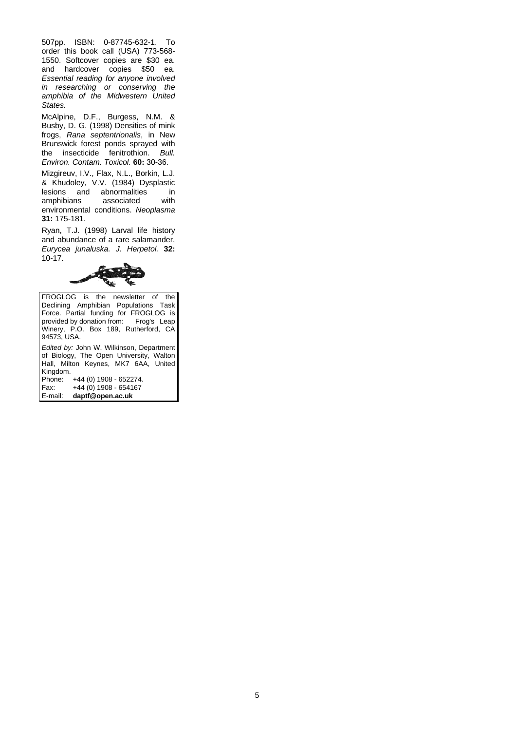507pp. ISBN: 0-87745-632-1. To order this book call (USA) 773-568-1550. Softcover copies are $30 ea. and hardcover copies $50 ea. *Essential reading for anyone involved in researching or conserving the amphibia of the Midwestern United States.*

McAlpine, D.F., Burgess, N.M. & Busby, D. G. (1998) Densities of mink frogs, *Rana septentrionalis*, in New Brunswick forest ponds sprayed with the insecticide fenitrothion. *Bull. Environ. Contam. Toxicol.* **60:** 30-36.

Mizgireuv, I.V., Flax, N.L., Borkin, L.J. & Khudoley, V.V. (1984) Dysplastic lesions and abnormalities in amphibians associated with environmental conditions. *Neoplasma* **31:** 175-181.

Ryan, T.J. (1998) Larval life history and abundance of a rare salamander, *Eurycea junaluska*. *J. Herpetol.* **32:** 10-17.

FROGLOG is the newsletter of the Declining Amphibian Populations Task Force. Partial funding for FROGLOG is provided by donation from: Frog's Leap Winery, P.O. Box 189, Rutherford, CA 94573, USA.

*Edited by:* John W. Wilkinson, Department of Biology, The Open University, Walton Hall, Milton Keynes, MK7 6AA, United Kingdom.
Phone: +44 (0) 1908 - 652274.
Fax: +44 (0) 1908 - 654167
E-mail: **daptf@open.ac.uk**